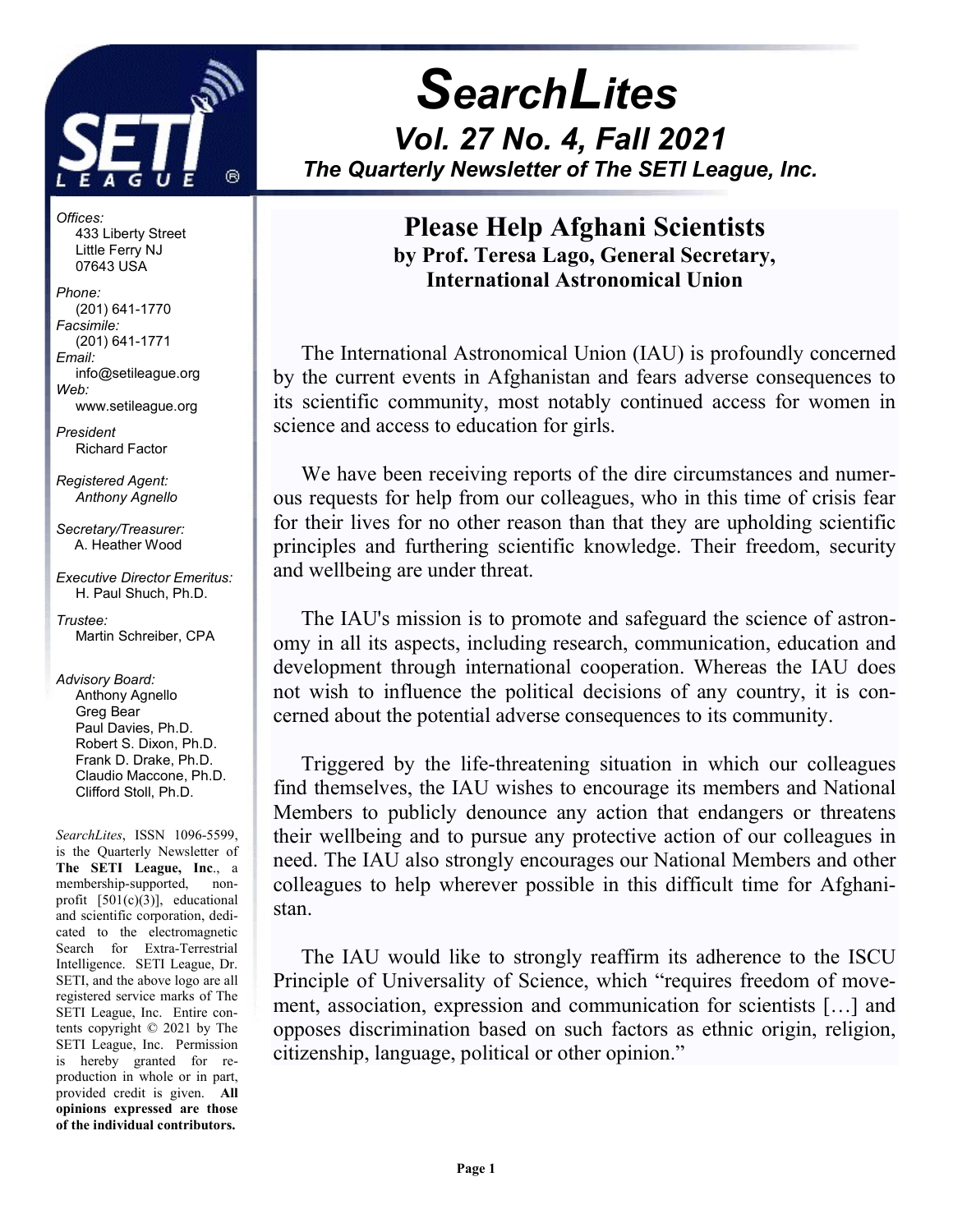# SearchLites

## Vol. 27 No. 4, Fall 2021

### The Quarterly Newsletter of The SETI League, Inc.

*Offices:*
433 Liberty Street
Little Ferry NJ
07643 USA

*Phone:*
(201) 641-1770

*Facsimile:*
(201) 641-1771

*Email:*
info@setileague.org

*Web:*
www.setileague.org

*President*
Richard Factor

*Registered Agent:*
*Anthony Agnello*

*Secretary/Treasurer:*
A. Heather Wood

*Executive Director Emeritus:*
H. Paul Shuch, Ph.D.

*Trustee:*
Martin Schreiber, CPA

*Advisory Board:*
Anthony Agnello
Greg Bear
Paul Davies, Ph.D.
Robert S. Dixon, Ph.D.
Frank D. Drake, Ph.D.
Claudio Maccone, Ph.D.
Clifford Stoll, Ph.D.

*SearchLites*, ISSN 1096-5599, is the Quarterly Newsletter of **The SETI League, Inc**., a membership-supported, non-profit [501(c)(3)], educational and scientific corporation, dedicated to the electromagnetic Search for Extra-Terrestrial Intelligence. SETI League, Dr. SETI, and the above logo are all registered service marks of The SETI League, Inc. Entire contents copyright © 2021 by The SETI League, Inc. Permission is hereby granted for reproduction in whole or in part, provided credit is given. **All opinions expressed are those of the individual contributors.**

## Please Help Afghani Scientists

**by Prof. Teresa Lago, General Secretary, International Astronomical Union**

The International Astronomical Union (IAU) is profoundly concerned by the current events in Afghanistan and fears adverse consequences to its scientific community, most notably continued access for women in science and access to education for girls.

We have been receiving reports of the dire circumstances and numerous requests for help from our colleagues, who in this time of crisis fear for their lives for no other reason than that they are upholding scientific principles and furthering scientific knowledge. Their freedom, security and wellbeing are under threat.

The IAU's mission is to promote and safeguard the science of astronomy in all its aspects, including research, communication, education and development through international cooperation. Whereas the IAU does not wish to influence the political decisions of any country, it is concerned about the potential adverse consequences to its community.

Triggered by the life-threatening situation in which our colleagues find themselves, the IAU wishes to encourage its members and National Members to publicly denounce any action that endangers or threatens their wellbeing and to pursue any protective action of our colleagues in need. The IAU also strongly encourages our National Members and other colleagues to help wherever possible in this difficult time for Afghanistan.

The IAU would like to strongly reaffirm its adherence to the ISCU Principle of Universality of Science, which "requires freedom of movement, association, expression and communication for scientists […] and opposes discrimination based on such factors as ethnic origin, religion, citizenship, language, political or other opinion."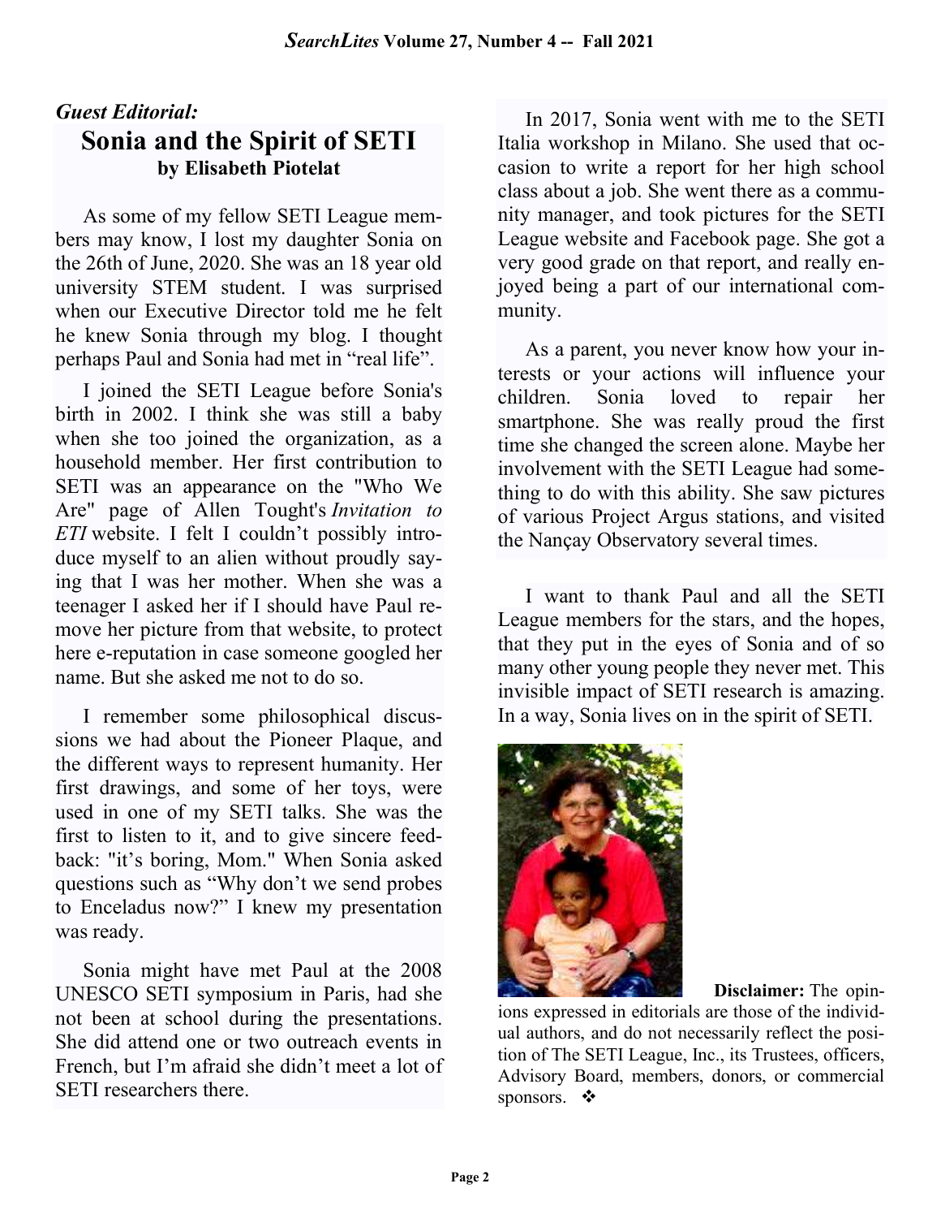*Guest Editorial:*

## Sonia and the Spirit of SETI

**by Elisabeth Piotelat**

As some of my fellow SETI League members may know, I lost my daughter Sonia on the 26th of June, 2020. She was an 18 year old university STEM student. I was surprised when our Executive Director told me he felt he knew Sonia through my blog. I thought perhaps Paul and Sonia had met in "real life".

I joined the SETI League before Sonia's birth in 2002. I think she was still a baby when she too joined the organization, as a household member. Her first contribution to SETI was an appearance on the "Who We Are" page of Allen Tought's *Invitation to ETI* website. I felt I couldn't possibly introduce myself to an alien without proudly saying that I was her mother. When she was a teenager I asked her if I should have Paul remove her picture from that website, to protect here e-reputation in case someone googled her name. But she asked me not to do so.

I remember some philosophical discussions we had about the Pioneer Plaque, and the different ways to represent humanity. Her first drawings, and some of her toys, were used in one of my SETI talks. She was the first to listen to it, and to give sincere feedback: "it's boring, Mom." When Sonia asked questions such as "Why don't we send probes to Enceladus now?" I knew my presentation was ready.

Sonia might have met Paul at the 2008 UNESCO SETI symposium in Paris, had she not been at school during the presentations. She did attend one or two outreach events in French, but I'm afraid she didn't meet a lot of SETI researchers there.

In 2017, Sonia went with me to the SETI Italia workshop in Milano. She used that occasion to write a report for her high school class about a job. She went there as a community manager, and took pictures for the SETI League website and Facebook page. She got a very good grade on that report, and really enjoyed being a part of our international community.

As a parent, you never know how your interests or your actions will influence your children. Sonia loved to repair her smartphone. She was really proud the first time she changed the screen alone. Maybe her involvement with the SETI League had something to do with this ability. She saw pictures of various Project Argus stations, and visited the Nançay Observatory several times.

I want to thank Paul and all the SETI League members for the stars, and the hopes, that they put in the eyes of Sonia and of so many other young people they never met. This invisible impact of SETI research is amazing. In a way, Sonia lives on in the spirit of SETI.

**Disclaimer:** The opinions expressed in editorials are those of the individual authors, and do not necessarily reflect the position of The SETI League, Inc., its Trustees, officers, Advisory Board, members, donors, or commercial sponsors. ❖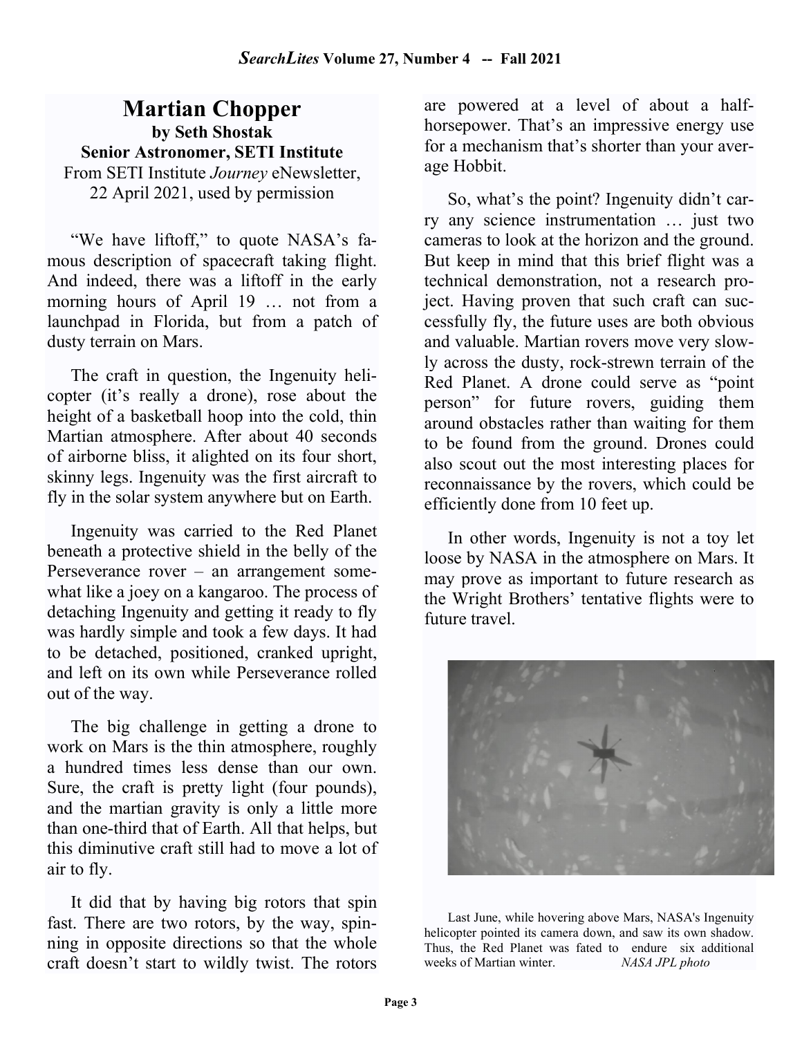# Martian Chopper

**by Seth Shostak**
**Senior Astronomer, SETI Institute**
From SETI Institute *Journey* eNewsletter, 22 April 2021, used by permission

"We have liftoff," to quote NASA's famous description of spacecraft taking flight. And indeed, there was a liftoff in the early morning hours of April 19 … not from a launchpad in Florida, but from a patch of dusty terrain on Mars.

The craft in question, the Ingenuity helicopter (it's really a drone), rose about the height of a basketball hoop into the cold, thin Martian atmosphere. After about 40 seconds of airborne bliss, it alighted on its four short, skinny legs. Ingenuity was the first aircraft to fly in the solar system anywhere but on Earth.

Ingenuity was carried to the Red Planet beneath a protective shield in the belly of the Perseverance rover – an arrangement somewhat like a joey on a kangaroo. The process of detaching Ingenuity and getting it ready to fly was hardly simple and took a few days. It had to be detached, positioned, cranked upright, and left on its own while Perseverance rolled out of the way.

The big challenge in getting a drone to work on Mars is the thin atmosphere, roughly a hundred times less dense than our own. Sure, the craft is pretty light (four pounds), and the martian gravity is only a little more than one-third that of Earth. All that helps, but this diminutive craft still had to move a lot of air to fly.

It did that by having big rotors that spin fast. There are two rotors, by the way, spinning in opposite directions so that the whole craft doesn't start to wildly twist. The rotors are powered at a level of about a half-horsepower. That's an impressive energy use for a mechanism that's shorter than your average Hobbit.

So, what's the point? Ingenuity didn't carry any science instrumentation … just two cameras to look at the horizon and the ground. But keep in mind that this brief flight was a technical demonstration, not a research project. Having proven that such craft can successfully fly, the future uses are both obvious and valuable. Martian rovers move very slowly across the dusty, rock-strewn terrain of the Red Planet. A drone could serve as "point person" for future rovers, guiding them around obstacles rather than waiting for them to be found from the ground. Drones could also scout out the most interesting places for reconnaissance by the rovers, which could be efficiently done from 10 feet up.

In other words, Ingenuity is not a toy let loose by NASA in the atmosphere on Mars. It may prove as important to future research as the Wright Brothers' tentative flights were to future travel.

Last June, while hovering above Mars, NASA's Ingenuity helicopter pointed its camera down, and saw its own shadow. Thus, the Red Planet was fated to endure six additional weeks of Martian winter. *NASA JPL photo*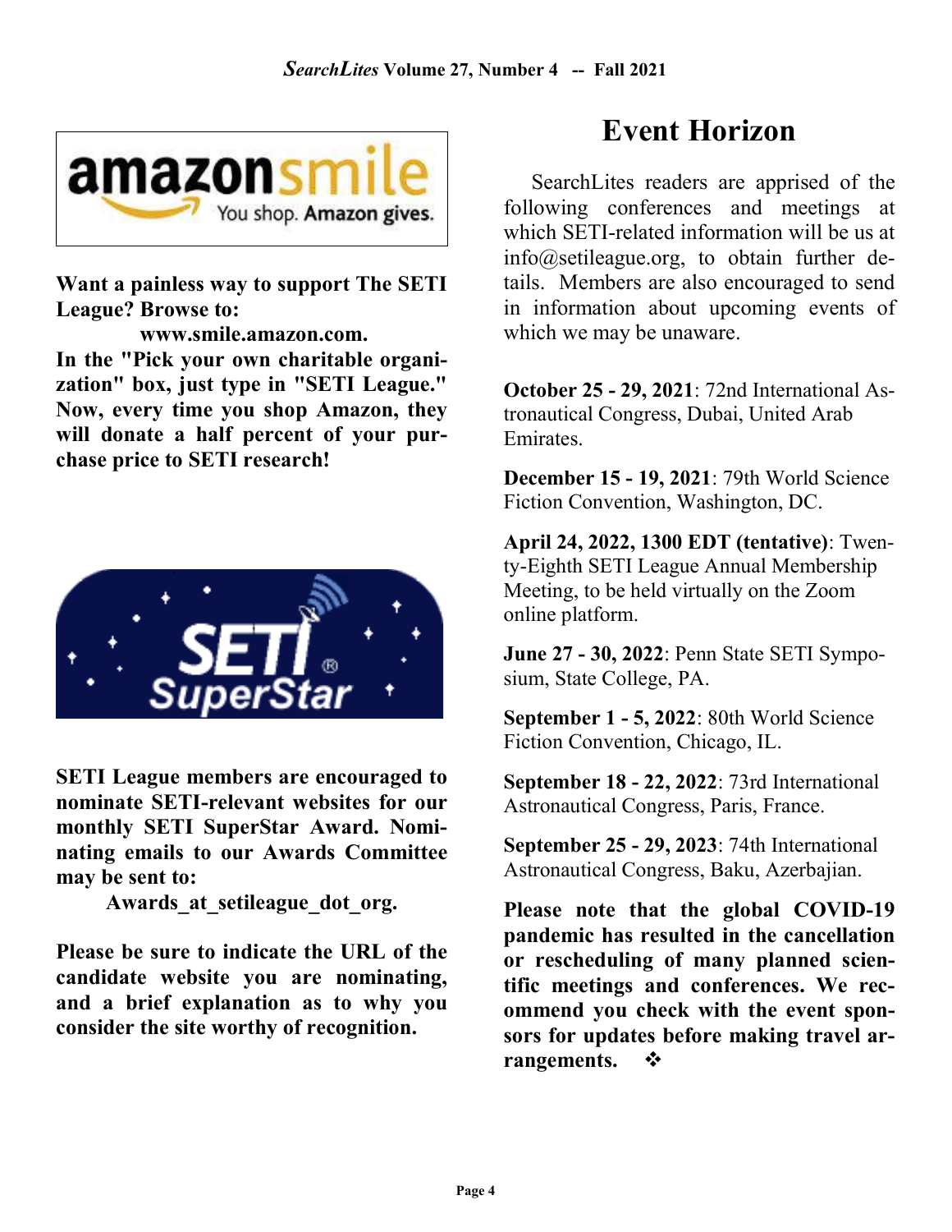Want a painless way to support The SETI League? Browse to:

**www.smile.amazon.com.**

**In the "Pick your own charitable organization" box, just type in "SETI League." Now, every time you shop Amazon, they will donate a half percent of your purchase price to SETI research!**

**SETI League members are encouraged to nominate SETI-relevant websites for our monthly SETI SuperStar Award. Nominating emails to our Awards Committee may be sent to:**

**Awards_at_setileague_dot_org.**

**Please be sure to indicate the URL of the candidate website you are nominating, and a brief explanation as to why you consider the site worthy of recognition.**

# Event Horizon

SearchLites readers are apprised of the following conferences and meetings at which SETI-related information will be us at info@setileague.org, to obtain further details. Members are also encouraged to send in information about upcoming events of which we may be unaware.

**October 25 - 29, 2021**: 72nd International Astronautical Congress, Dubai, United Arab Emirates.

**December 15 - 19, 2021**: 79th World Science Fiction Convention, Washington, DC.

**April 24, 2022, 1300 EDT (tentative)**: Twenty-Eighth SETI League Annual Membership Meeting, to be held virtually on the Zoom online platform.

**June 27 - 30, 2022**: Penn State SETI Symposium, State College, PA.

**September 1 - 5, 2022**: 80th World Science Fiction Convention, Chicago, IL.

**September 18 - 22, 2022**: 73rd International Astronautical Congress, Paris, France.

**September 25 - 29, 2023**: 74th International Astronautical Congress, Baku, Azerbajian.

**Please note that the global COVID-19 pandemic has resulted in the cancellation or rescheduling of many planned scientific meetings and conferences. We recommend you check with the event sponsors for updates before making travel arrangements.** ❖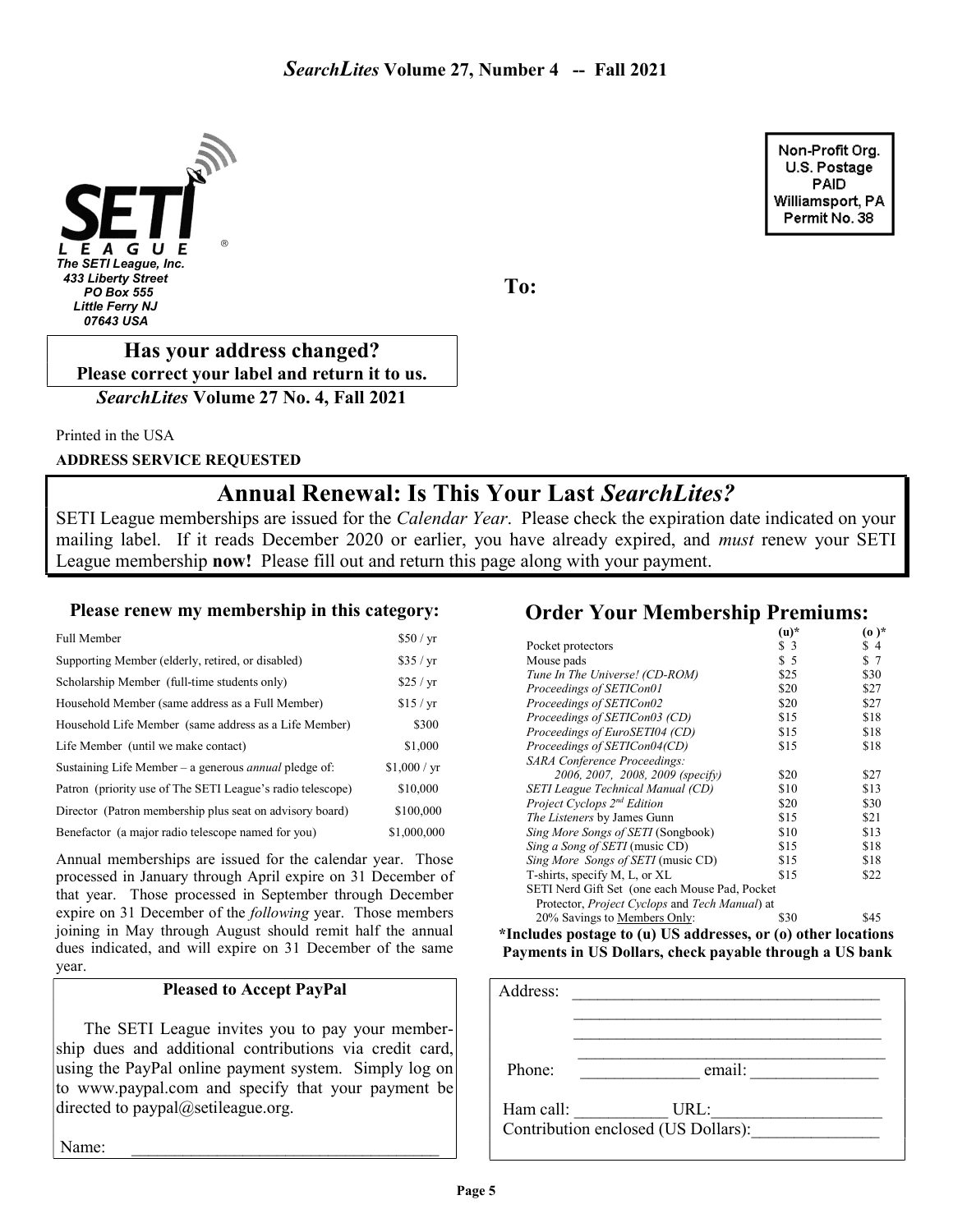*SearchLites* Volume 27, Number 4 -- Fall 2021

SETI LEAGUE ®

*The SETI League, Inc.*
*433 Liberty Street*
*PO Box 555*
*Little Ferry NJ*
*07643 USA*

Non-Profit Org.
U.S. Postage
PAID
Williamsport, PA
Permit No. 38

**To:**

**Has your address changed?**
**Please correct your label and return it to us.**
***SearchLites* Volume 27 No. 4, Fall 2021**

Printed in the USA

**ADDRESS SERVICE REQUESTED**

## Annual Renewal: Is This Your Last *SearchLites?*

SETI League memberships are issued for the *Calendar Year*. Please check the expiration date indicated on your mailing label. If it reads December 2020 or earlier, you have already expired, and *must* renew your SETI League membership **now!** Please fill out and return this page along with your payment.

### Please renew my membership in this category:

| | |
|---|---|
| Full Member | $50 / yr |
| Supporting Member (elderly, retired, or disabled) | $35 / yr |
| Scholarship Member (full-time students only) | $25 / yr |
| Household Member (same address as a Full Member) | $15 / yr |
| Household Life Member (same address as a Life Member) | $300 |
| Life Member (until we make contact) | $1,000 |
| Sustaining Life Member – a generous *annual* pledge of: | $1,000 / yr |
| Patron (priority use of The SETI League's radio telescope) | $10,000 |
| Director (Patron membership plus seat on advisory board) | $100,000 |
| Benefactor (a major radio telescope named for you) | $1,000,000 |

Annual memberships are issued for the calendar year. Those processed in January through April expire on 31 December of that year. Those processed in September through December expire on 31 December of the *following* year. Those members joining in May through August should remit half the annual dues indicated, and will expire on 31 December of the same year.

**Pleased to Accept PayPal**

The SETI League invites you to pay your membership dues and additional contributions via credit card, using the PayPal online payment system. Simply log on to www.paypal.com and specify that your payment be directed to paypal@setileague.org.

Name: ___________________________________

## Order Your Membership Premiums:

| | (u)* | (o)* |
|---|---|---|
| Pocket protectors | $ 3 | $ 4 |
| Mouse pads | $ 5 | $ 7 |
| *Tune In The Universe! (CD-ROM)* | $25 | $30 |
| *Proceedings of SETICon01* | $20 | $27 |
| *Proceedings of SETICon02* | $20 | $27 |
| *Proceedings of SETICon03 (CD)* | $15 | $18 |
| *Proceedings of EuroSETI04 (CD)* | $15 | $18 |
| *Proceedings of SETICon04(CD)* | $15 | $18 |
| *SARA Conference Proceedings: 2006, 2007, 2008, 2009 (specify)* | $20 | $27 |
| *SETI League Technical Manual (CD)* | $10 | $13 |
| *Project Cyclops 2nd Edition* | $20 | $30 |
| *The Listeners* by James Gunn | $15 | $21 |
| *Sing More Songs of SETI* (Songbook) | $10 | $13 |
| *Sing a Song of SETI* (music CD) | $15 | $18 |
| *Sing More Songs of SETI* (music CD) | $15 | $18 |
| T-shirts, specify M, L, or XL | $15 | $22 |
| SETI Nerd Gift Set (one each Mouse Pad, Pocket Protector, *Project Cyclops* and *Tech Manual*) at 20% Savings to Members Only: | $30 | $45 |

**\*Includes postage to (u) US addresses, or (o) other locations**
**Payments in US Dollars, check payable through a US bank**

Address: ___________________________________
___________________________________
___________________________________
___________________________________

Phone: ______________ email: _______________

Ham call: ___________ URL: ____________________

Contribution enclosed (US Dollars): _______________